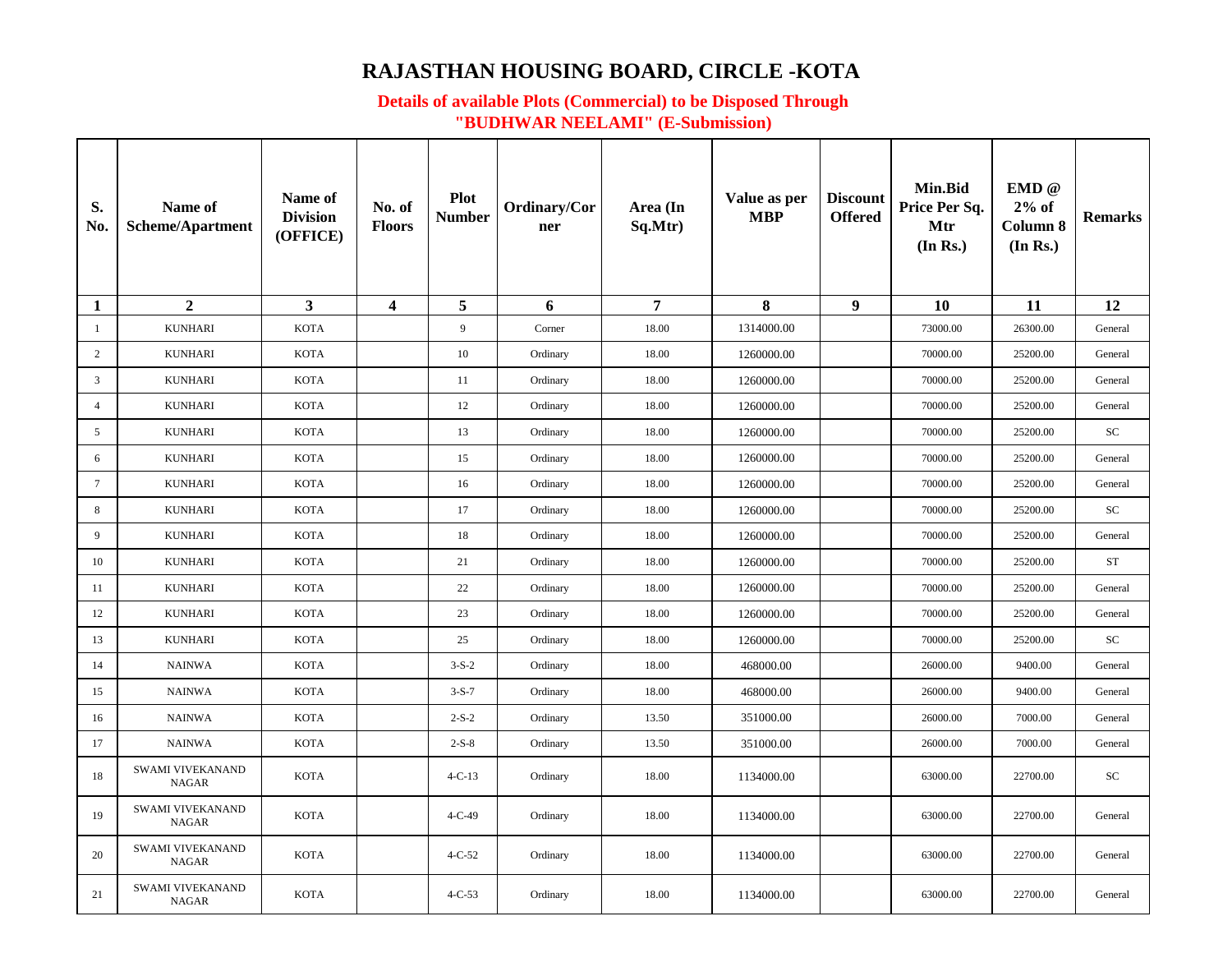# RAJASTHAN HOUSING BOARD, CIRCLE -KOTA

## Details of available Plots (Commercial) to be Disposed Through "BUDHWAR NEELAMI" (E-Submission)

| S. No. | Name of Scheme/Apartment | Name of Division (OFFICE) | No. of Floors | Plot Number | Ordinary/Corner | Area (In Sq.Mtr) | Value as per MBP | Discount Offered | Min.Bid Price Per Sq. Mtr (In Rs.) | EMD @ 2% of Column 8 (In Rs.) | Remarks |
|---|---|---|---|---|---|---|---|---|---|---|---|
| 1 | 2 | 3 | 4 | 5 | 6 | 7 | 8 | 9 | 10 | 11 | 12 |
| 1 | KUNHARI | KOTA | | 9 | Corner | 18.00 | 1314000.00 | | 73000.00 | 26300.00 | General |
| 2 | KUNHARI | KOTA | | 10 | Ordinary | 18.00 | 1260000.00 | | 70000.00 | 25200.00 | General |
| 3 | KUNHARI | KOTA | | 11 | Ordinary | 18.00 | 1260000.00 | | 70000.00 | 25200.00 | General |
| 4 | KUNHARI | KOTA | | 12 | Ordinary | 18.00 | 1260000.00 | | 70000.00 | 25200.00 | General |
| 5 | KUNHARI | KOTA | | 13 | Ordinary | 18.00 | 1260000.00 | | 70000.00 | 25200.00 | SC |
| 6 | KUNHARI | KOTA | | 15 | Ordinary | 18.00 | 1260000.00 | | 70000.00 | 25200.00 | General |
| 7 | KUNHARI | KOTA | | 16 | Ordinary | 18.00 | 1260000.00 | | 70000.00 | 25200.00 | General |
| 8 | KUNHARI | KOTA | | 17 | Ordinary | 18.00 | 1260000.00 | | 70000.00 | 25200.00 | SC |
| 9 | KUNHARI | KOTA | | 18 | Ordinary | 18.00 | 1260000.00 | | 70000.00 | 25200.00 | General |
| 10 | KUNHARI | KOTA | | 21 | Ordinary | 18.00 | 1260000.00 | | 70000.00 | 25200.00 | ST |
| 11 | KUNHARI | KOTA | | 22 | Ordinary | 18.00 | 1260000.00 | | 70000.00 | 25200.00 | General |
| 12 | KUNHARI | KOTA | | 23 | Ordinary | 18.00 | 1260000.00 | | 70000.00 | 25200.00 | General |
| 13 | KUNHARI | KOTA | | 25 | Ordinary | 18.00 | 1260000.00 | | 70000.00 | 25200.00 | SC |
| 14 | NAINWA | KOTA | | 3-S-2 | Ordinary | 18.00 | 468000.00 | | 26000.00 | 9400.00 | General |
| 15 | NAINWA | KOTA | | 3-S-7 | Ordinary | 18.00 | 468000.00 | | 26000.00 | 9400.00 | General |
| 16 | NAINWA | KOTA | | 2-S-2 | Ordinary | 13.50 | 351000.00 | | 26000.00 | 7000.00 | General |
| 17 | NAINWA | KOTA | | 2-S-8 | Ordinary | 13.50 | 351000.00 | | 26000.00 | 7000.00 | General |
| 18 | SWAMI VIVEKANAND NAGAR | KOTA | | 4-C-13 | Ordinary | 18.00 | 1134000.00 | | 63000.00 | 22700.00 | SC |
| 19 | SWAMI VIVEKANAND NAGAR | KOTA | | 4-C-49 | Ordinary | 18.00 | 1134000.00 | | 63000.00 | 22700.00 | General |
| 20 | SWAMI VIVEKANAND NAGAR | KOTA | | 4-C-52 | Ordinary | 18.00 | 1134000.00 | | 63000.00 | 22700.00 | General |
| 21 | SWAMI VIVEKANAND NAGAR | KOTA | | 4-C-53 | Ordinary | 18.00 | 1134000.00 | | 63000.00 | 22700.00 | General |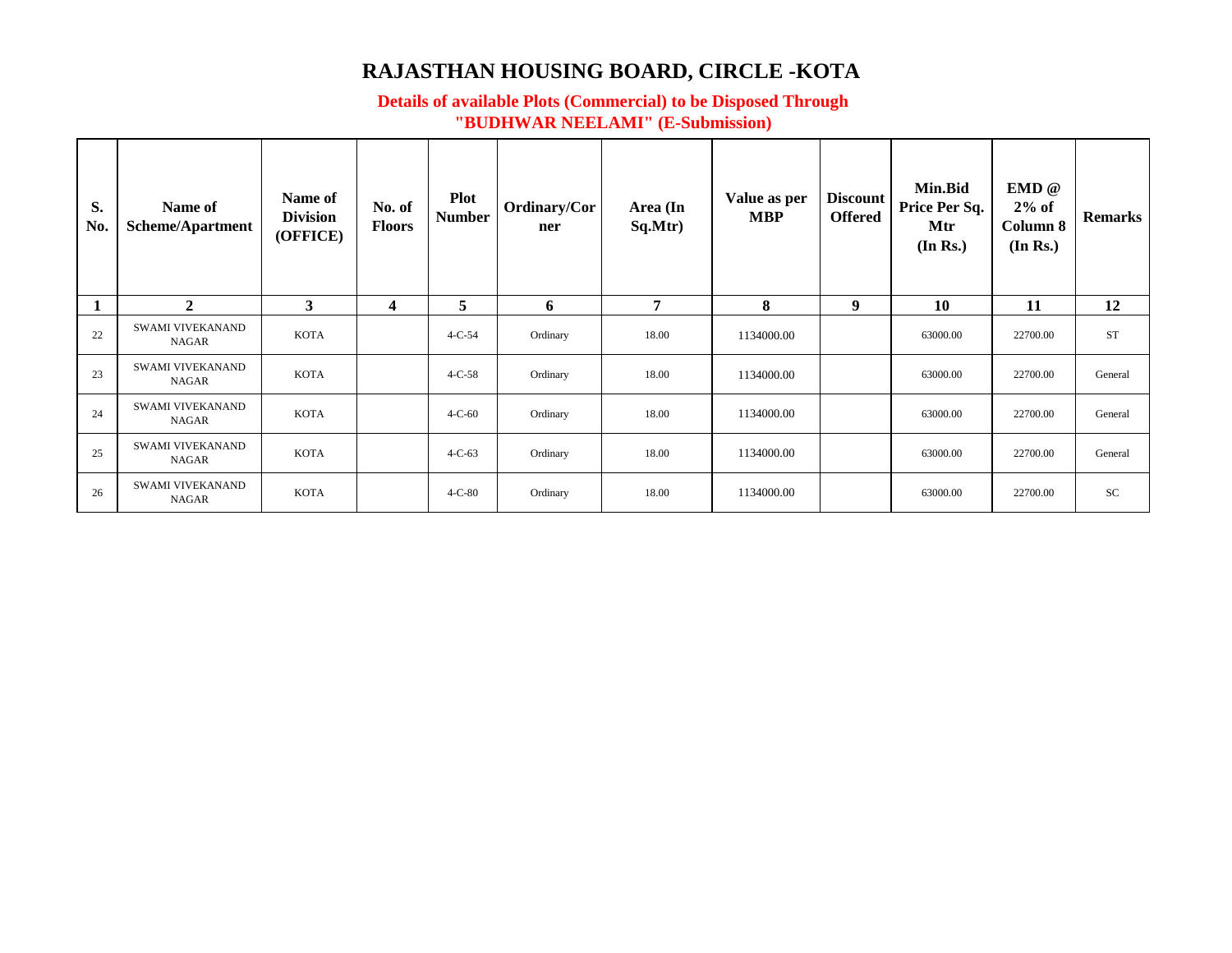# RAJASTHAN HOUSING BOARD, CIRCLE -KOTA

**Details of available Plots (Commercial) to be Disposed Through "BUDHWAR NEELAMI" (E-Submission)**

| S. No. | Name of Scheme/Apartment | Name of Division (OFFICE) | No. of Floors | Plot Number | Ordinary/Corner | Area (In Sq.Mtr) | Value as per MBP | Discount Offered | Min.Bid Price Per Sq. Mtr (In Rs.) | EMD @ 2% of Column 8 (In Rs.) | Remarks |
|---|---|---|---|---|---|---|---|---|---|---|---|
| 1 | 2 | 3 | 4 | 5 | 6 | 7 | 8 | 9 | 10 | 11 | 12 |
| 22 | SWAMI VIVEKANAND NAGAR | KOTA | | 4-C-54 | Ordinary | 18.00 | 1134000.00 | | 63000.00 | 22700.00 | ST |
| 23 | SWAMI VIVEKANAND NAGAR | KOTA | | 4-C-58 | Ordinary | 18.00 | 1134000.00 | | 63000.00 | 22700.00 | General |
| 24 | SWAMI VIVEKANAND NAGAR | KOTA | | 4-C-60 | Ordinary | 18.00 | 1134000.00 | | 63000.00 | 22700.00 | General |
| 25 | SWAMI VIVEKANAND NAGAR | KOTA | | 4-C-63 | Ordinary | 18.00 | 1134000.00 | | 63000.00 | 22700.00 | General |
| 26 | SWAMI VIVEKANAND NAGAR | KOTA | | 4-C-80 | Ordinary | 18.00 | 1134000.00 | | 63000.00 | 22700.00 | SC |